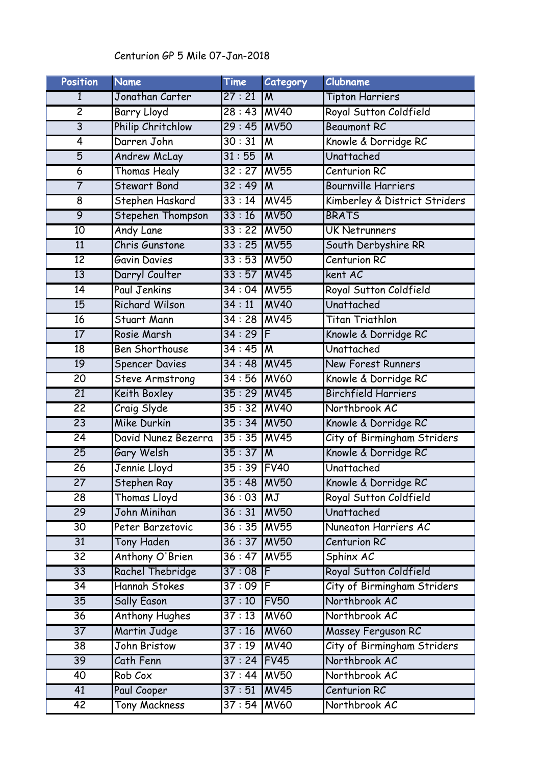Centurion GP 5 Mile 07-Jan-2018

| Position | Name | Time | Category | Clubname |
|---|---|---|---|---|
| 1 | Jonathan Carter | 27 : 21 | M | Tipton Harriers |
| 2 | Barry Lloyd | 28 : 43 | MV40 | Royal Sutton Coldfield |
| 3 | Philip Critchlow | 29 : 45 | MV50 | Beaumont RC |
| 4 | Darren John | 30 : 31 | M | Knowle & Dorridge RC |
| 5 | Andrew McLay | 31 : 55 | M | Unattached |
| 6 | Thomas Healy | 32 : 27 | MV55 | Centurion RC |
| 7 | Stewart Bond | 32 : 49 | M | Bournville Harriers |
| 8 | Stephen Haskard | 33 : 14 | MV45 | Kimberley & District Striders |
| 9 | Stepehen Thompson | 33 : 16 | MV50 | BRATS |
| 10 | Andy Lane | 33 : 22 | MV50 | UK Netrunners |
| 11 | Chris Gunstone | 33 : 25 | MV55 | South Derbyshire RR |
| 12 | Gavin Davies | 33 : 53 | MV50 | Centurion RC |
| 13 | Darryl Coulter | 33 : 57 | MV45 | kent AC |
| 14 | Paul Jenkins | 34 : 04 | MV55 | Royal Sutton Coldfield |
| 15 | Richard Wilson | 34 : 11 | MV40 | Unattached |
| 16 | Stuart Mann | 34 : 28 | MV45 | Titan Triathlon |
| 17 | Rosie Marsh | 34 : 29 | F | Knowle & Dorridge RC |
| 18 | Ben Shorthouse | 34 : 45 | M | Unattached |
| 19 | Spencer Davies | 34 : 48 | MV45 | New Forest Runners |
| 20 | Steve Armstrong | 34 : 56 | MV60 | Knowle & Dorridge RC |
| 21 | Keith Boxley | 35 : 29 | MV45 | Birchfield Harriers |
| 22 | Craig Slyde | 35 : 32 | MV40 | Northbrook AC |
| 23 | Mike Durkin | 35 : 34 | MV50 | Knowle & Dorridge RC |
| 24 | David Nunez Bezerra | 35 : 35 | MV45 | City of Birmingham Striders |
| 25 | Gary Welsh | 35 : 37 | M | Knowle & Dorridge RC |
| 26 | Jennie Lloyd | 35 : 39 | FV40 | Unattached |
| 27 | Stephen Ray | 35 : 48 | MV50 | Knowle & Dorridge RC |
| 28 | Thomas Lloyd | 36 : 03 | MJ | Royal Sutton Coldfield |
| 29 | John Minihan | 36 : 31 | MV50 | Unattached |
| 30 | Peter Barzetovic | 36 : 35 | MV55 | Nuneaton Harriers AC |
| 31 | Tony Haden | 36 : 37 | MV50 | Centurion RC |
| 32 | Anthony O'Brien | 36 : 47 | MV55 | Sphinx AC |
| 33 | Rachel Thebridge | 37 : 08 | F | Royal Sutton Coldfield |
| 34 | Hannah Stokes | 37 : 09 | F | City of Birmingham Striders |
| 35 | Sally Eason | 37 : 10 | FV50 | Northbrook AC |
| 36 | Anthony Hughes | 37 : 13 | MV60 | Northbrook AC |
| 37 | Martin Judge | 37 : 16 | MV60 | Massey Ferguson RC |
| 38 | John Bristow | 37 : 19 | MV40 | City of Birmingham Striders |
| 39 | Cath Fenn | 37 : 24 | FV45 | Northbrook AC |
| 40 | Rob Cox | 37 : 44 | MV50 | Northbrook AC |
| 41 | Paul Cooper | 37 : 51 | MV45 | Centurion RC |
| 42 | Tony Mackness | 37 : 54 | MV60 | Northbrook AC |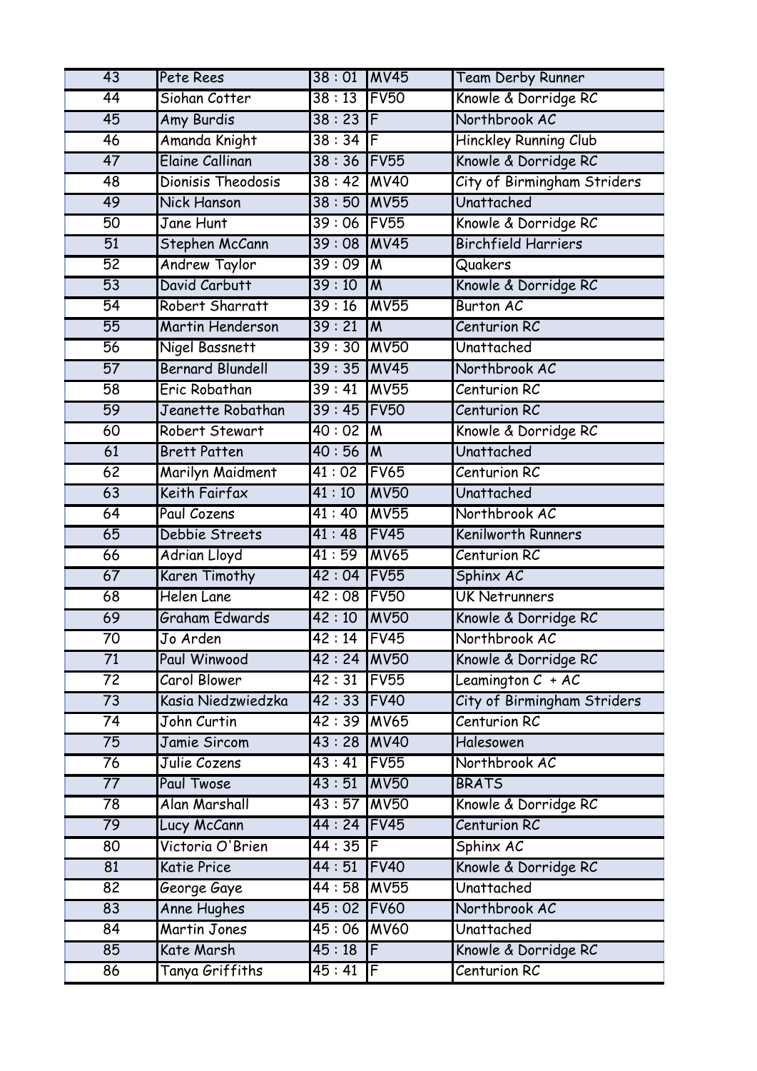| 43 | Pete Rees | 38 : 01 | MV45 | Team Derby Runner |
|---|---|---|---|---|
| 44 | Siohan Cotter | 38 : 13 | FV50 | Knowle & Dorridge RC |
| 45 | Amy Burdis | 38 : 23 | F | Northbrook AC |
| 46 | Amanda Knight | 38 : 34 | F | Hinckley Running Club |
| 47 | Elaine Callinan | 38 : 36 | FV55 | Knowle & Dorridge RC |
| 48 | Dionisis Theodosis | 38 : 42 | MV40 | City of Birmingham Striders |
| 49 | Nick Hanson | 38 : 50 | MV55 | Unattached |
| 50 | Jane Hunt | 39 : 06 | FV55 | Knowle & Dorridge RC |
| 51 | Stephen McCann | 39 : 08 | MV45 | Birchfield Harriers |
| 52 | Andrew Taylor | 39 : 09 | M | Quakers |
| 53 | David Carbutt | 39 : 10 | M | Knowle & Dorridge RC |
| 54 | Robert Sharratt | 39 : 16 | MV55 | Burton AC |
| 55 | Martin Henderson | 39 : 21 | M | Centurion RC |
| 56 | Nigel Bassnett | 39 : 30 | MV50 | Unattached |
| 57 | Bernard Blundell | 39 : 35 | MV45 | Northbrook AC |
| 58 | Eric Robathan | 39 : 41 | MV55 | Centurion RC |
| 59 | Jeanette Robathan | 39 : 45 | FV50 | Centurion RC |
| 60 | Robert Stewart | 40 : 02 | M | Knowle & Dorridge RC |
| 61 | Brett Patten | 40 : 56 | M | Unattached |
| 62 | Marilyn Maidment | 41 : 02 | FV65 | Centurion RC |
| 63 | Keith Fairfax | 41 : 10 | MV50 | Unattached |
| 64 | Paul Cozens | 41 : 40 | MV55 | Northbrook AC |
| 65 | Debbie Streets | 41 : 48 | FV45 | Kenilworth Runners |
| 66 | Adrian Lloyd | 41 : 59 | MV65 | Centurion RC |
| 67 | Karen Timothy | 42 : 04 | FV55 | Sphinx AC |
| 68 | Helen Lane | 42 : 08 | FV50 | UK Netrunners |
| 69 | Graham Edwards | 42 : 10 | MV50 | Knowle & Dorridge RC |
| 70 | Jo Arden | 42 : 14 | FV45 | Northbrook AC |
| 71 | Paul Winwood | 42 : 24 | MV50 | Knowle & Dorridge RC |
| 72 | Carol Blower | 42 : 31 | FV55 | Leamington C + AC |
| 73 | Kasia Niedzwiedzka | 42 : 33 | FV40 | City of Birmingham Striders |
| 74 | John Curtin | 42 : 39 | MV65 | Centurion RC |
| 75 | Jamie Sircom | 43 : 28 | MV40 | Halesowen |
| 76 | Julie Cozens | 43 : 41 | FV55 | Northbrook AC |
| 77 | Paul Twose | 43 : 51 | MV50 | BRATS |
| 78 | Alan Marshall | 43 : 57 | MV50 | Knowle & Dorridge RC |
| 79 | Lucy McCann | 44 : 24 | FV45 | Centurion RC |
| 80 | Victoria O'Brien | 44 : 35 | F | Sphinx AC |
| 81 | Katie Price | 44 : 51 | FV40 | Knowle & Dorridge RC |
| 82 | George Gaye | 44 : 58 | MV55 | Unattached |
| 83 | Anne Hughes | 45 : 02 | FV60 | Northbrook AC |
| 84 | Martin Jones | 45 : 06 | MV60 | Unattached |
| 85 | Kate Marsh | 45 : 18 | F | Knowle & Dorridge RC |
| 86 | Tanya Griffiths | 45 : 41 | F | Centurion RC |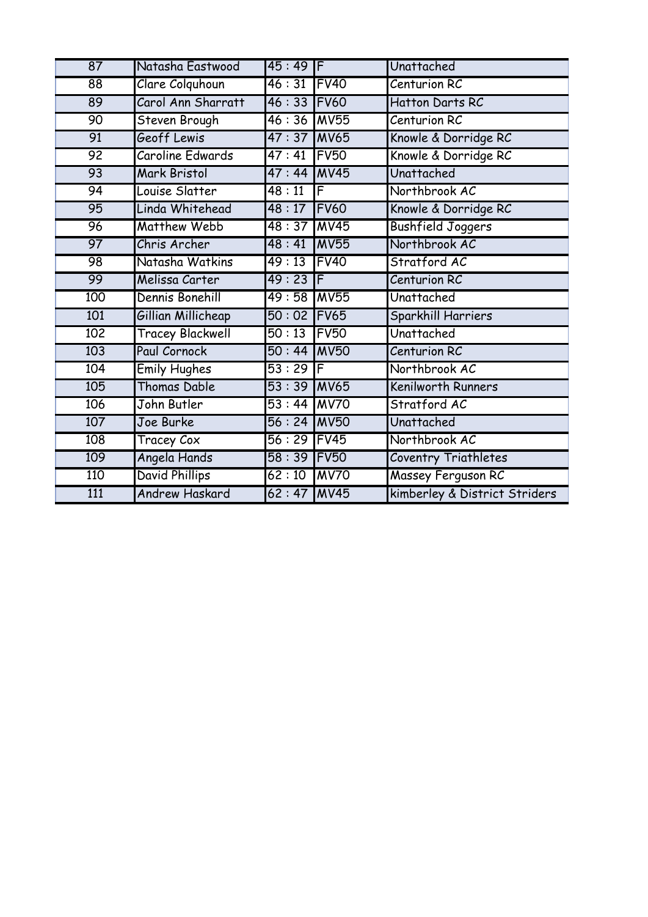| | | | | |
|---|---|---|---|---|
| 87 | Natasha Eastwood | 45 : 49 | F | Unattached |
| 88 | Clare Colquhoun | 46 : 31 | FV40 | Centurion RC |
| 89 | Carol Ann Sharratt | 46 : 33 | FV60 | Hatton Darts RC |
| 90 | Steven Brough | 46 : 36 | MV55 | Centurion RC |
| 91 | Geoff Lewis | 47 : 37 | MV65 | Knowle & Dorridge RC |
| 92 | Caroline Edwards | 47 : 41 | FV50 | Knowle & Dorridge RC |
| 93 | Mark Bristol | 47 : 44 | MV45 | Unattached |
| 94 | Louise Slatter | 48 : 11 | F | Northbrook AC |
| 95 | Linda Whitehead | 48 : 17 | FV60 | Knowle & Dorridge RC |
| 96 | Matthew Webb | 48 : 37 | MV45 | Bushfield Joggers |
| 97 | Chris Archer | 48 : 41 | MV55 | Northbrook AC |
| 98 | Natasha Watkins | 49 : 13 | FV40 | Stratford AC |
| 99 | Melissa Carter | 49 : 23 | F | Centurion RC |
| 100 | Dennis Bonehill | 49 : 58 | MV55 | Unattached |
| 101 | Gillian Millicheap | 50 : 02 | FV65 | Sparkhill Harriers |
| 102 | Tracey Blackwell | 50 : 13 | FV50 | Unattached |
| 103 | Paul Cornock | 50 : 44 | MV50 | Centurion RC |
| 104 | Emily Hughes | 53 : 29 | F | Northbrook AC |
| 105 | Thomas Dable | 53 : 39 | MV65 | Kenilworth Runners |
| 106 | John Butler | 53 : 44 | MV70 | Stratford AC |
| 107 | Joe Burke | 56 : 24 | MV50 | Unattached |
| 108 | Tracey Cox | 56 : 29 | FV45 | Northbrook AC |
| 109 | Angela Hands | 58 : 39 | FV50 | Coventry Triathletes |
| 110 | David Phillips | 62 : 10 | MV70 | Massey Ferguson RC |
| 111 | Andrew Haskard | 62 : 47 | MV45 | kimberley & District Striders |